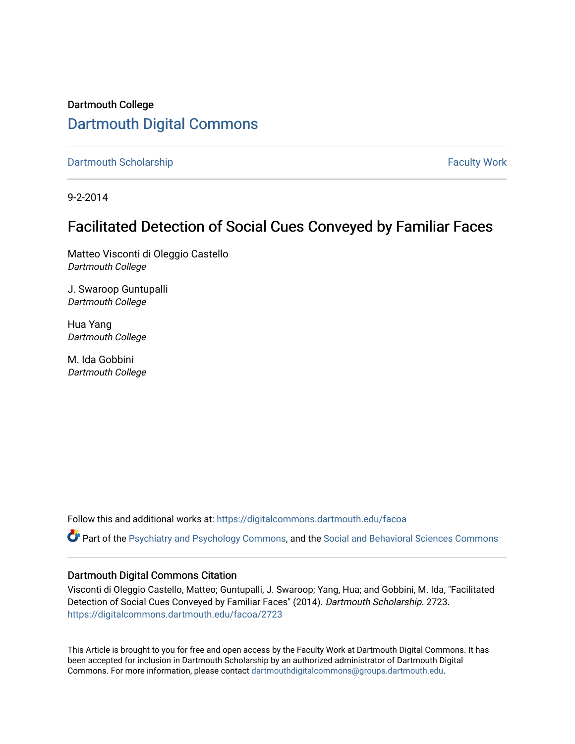Dartmouth College

# Dartmouth Digital Commons

Dartmouth Scholarship | Faculty Work

9-2-2014

# Facilitated Detection of Social Cues Conveyed by Familiar Faces

Matteo Visconti di Oleggio Castello
*Dartmouth College*

J. Swaroop Guntupalli
*Dartmouth College*

Hua Yang
*Dartmouth College*

M. Ida Gobbini
*Dartmouth College*

Follow this and additional works at: https://digitalcommons.dartmouth.edu/facoa

Part of the Psychiatry and Psychology Commons, and the Social and Behavioral Sciences Commons

## Dartmouth Digital Commons Citation

Visconti di Oleggio Castello, Matteo; Guntupalli, J. Swaroop; Yang, Hua; and Gobbini, M. Ida, "Facilitated Detection of Social Cues Conveyed by Familiar Faces" (2014). *Dartmouth Scholarship*. 2723.
https://digitalcommons.dartmouth.edu/facoa/2723

This Article is brought to you for free and open access by the Faculty Work at Dartmouth Digital Commons. It has been accepted for inclusion in Dartmouth Scholarship by an authorized administrator of Dartmouth Digital Commons. For more information, please contact dartmouthdigitalcommons@groups.dartmouth.edu.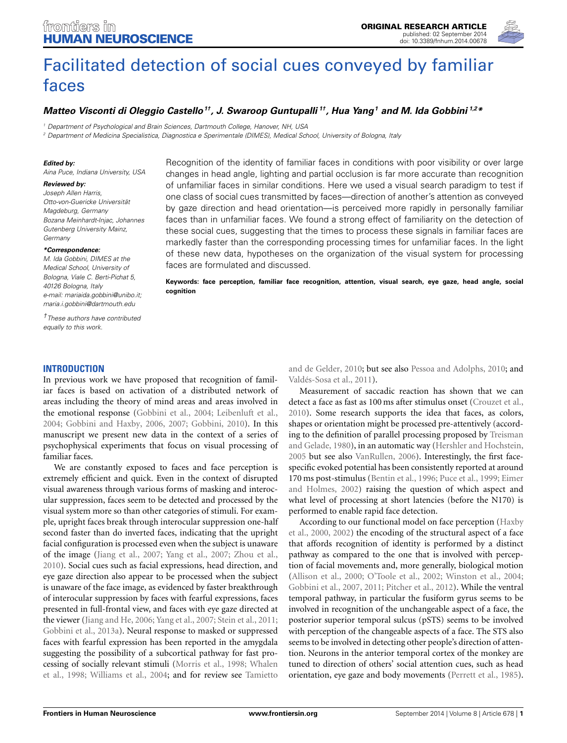# Facilitated detection of social cues conveyed by familiar faces

***Matteo Visconti di Oleggio Castello[1†], J. Swaroop Guntupalli[1†], Hua Yang[1] and M. Ida Gobbini[1,2]\****

[1] Department of Psychological and Brain Sciences, Dartmouth College, Hanover, NH, USA

[2] Department of Medicina Specialistica, Diagnostica e Sperimentale (DIMES), Medical School, University of Bologna, Italy

***Edited by:***
*Aina Puce, Indiana University, USA*

***Reviewed by:***
*Joseph Allen Harris, Otto-von-Guericke Universität Magdeburg, Germany*
*Bozana Meinhardt-Injac, Johannes Gutenberg University Mainz, Germany*

***\*Correspondence:***
*M. Ida Gobbini, DIMES at the Medical School, University of Bologna, Viale C. Berti-Pichat 5, 40126 Bologna, Italy*
*e-mail: mariaida.gobbini@unibo.it; maria.i.gobbini@dartmouth.edu*

*† These authors have contributed equally to this work.*

Recognition of the identity of familiar faces in conditions with poor visibility or over large changes in head angle, lighting and partial occlusion is far more accurate than recognition of unfamiliar faces in similar conditions. Here we used a visual search paradigm to test if one class of social cues transmitted by faces—direction of another's attention as conveyed by gaze direction and head orientation—is perceived more rapidly in personally familiar faces than in unfamiliar faces. We found a strong effect of familiarity on the detection of these social cues, suggesting that the times to process these signals in familiar faces are markedly faster than the corresponding processing times for unfamiliar faces. In the light of these new data, hypotheses on the organization of the visual system for processing faces are formulated and discussed.

**Keywords: face perception, familiar face recognition, attention, visual search, eye gaze, head angle, social cognition**

## INTRODUCTION

In previous work we have proposed that recognition of familiar faces is based on activation of a distributed network of areas including the theory of mind areas and areas involved in the emotional response (Gobbini et al., 2004; Leibenluft et al., 2004; Gobbini and Haxby, 2006, 2007; Gobbini, 2010). In this manuscript we present new data in the context of a series of psychophysical experiments that focus on visual processing of familiar faces.

We are constantly exposed to faces and face perception is extremely efficient and quick. Even in the context of disrupted visual awareness through various forms of masking and interocular suppression, faces seem to be detected and processed by the visual system more so than other categories of stimuli. For example, upright faces break through interocular suppression one-half second faster than do inverted faces, indicating that the upright facial configuration is processed even when the subject is unaware of the image (Jiang et al., 2007; Yang et al., 2007; Zhou et al., 2010). Social cues such as facial expressions, head direction, and eye gaze direction also appear to be processed when the subject is unaware of the face image, as evidenced by faster breakthrough of interocular suppression by faces with fearful expressions, faces presented in full-frontal view, and faces with eye gaze directed at the viewer (Jiang and He, 2006; Yang et al., 2007; Stein et al., 2011; Gobbini et al., 2013a). Neural response to masked or suppressed faces with fearful expression has been reported in the amygdala suggesting the possibility of a subcortical pathway for fast processing of socially relevant stimuli (Morris et al., 1998; Whalen et al., 1998; Williams et al., 2004; and for review see Tamietto and de Gelder, 2010; but see also Pessoa and Adolphs, 2010; and Valdés-Sosa et al., 2011).

Measurement of saccadic reaction has shown that we can detect a face as fast as 100 ms after stimulus onset (Crouzet et al., 2010). Some research supports the idea that faces, as colors, shapes or orientation might be processed pre-attentively (according to the definition of parallel processing proposed by Treisman and Gelade, 1980), in an automatic way (Hershler and Hochstein, 2005 but see also VanRullen, 2006). Interestingly, the first face-specific evoked potential has been consistently reported at around 170 ms post-stimulus (Bentin et al., 1996; Puce et al., 1999; Eimer and Holmes, 2002) raising the question of which aspect and what level of processing at short latencies (before the N170) is performed to enable rapid face detection.

According to our functional model on face perception (Haxby et al., 2000, 2002) the encoding of the structural aspect of a face that affords recognition of identity is performed by a distinct pathway as compared to the one that is involved with perception of facial movements and, more generally, biological motion (Allison et al., 2000; O'Toole et al., 2002; Winston et al., 2004; Gobbini et al., 2007, 2011; Pitcher et al., 2012). While the ventral temporal pathway, in particular the fusiform gyrus seems to be involved in recognition of the unchangeable aspect of a face, the posterior superior temporal sulcus (pSTS) seems to be involved with perception of the changeable aspects of a face. The STS also seems to be involved in detecting other people's direction of attention. Neurons in the anterior temporal cortex of the monkey are tuned to direction of others' social attention cues, such as head orientation, eye gaze and body movements (Perrett et al., 1985).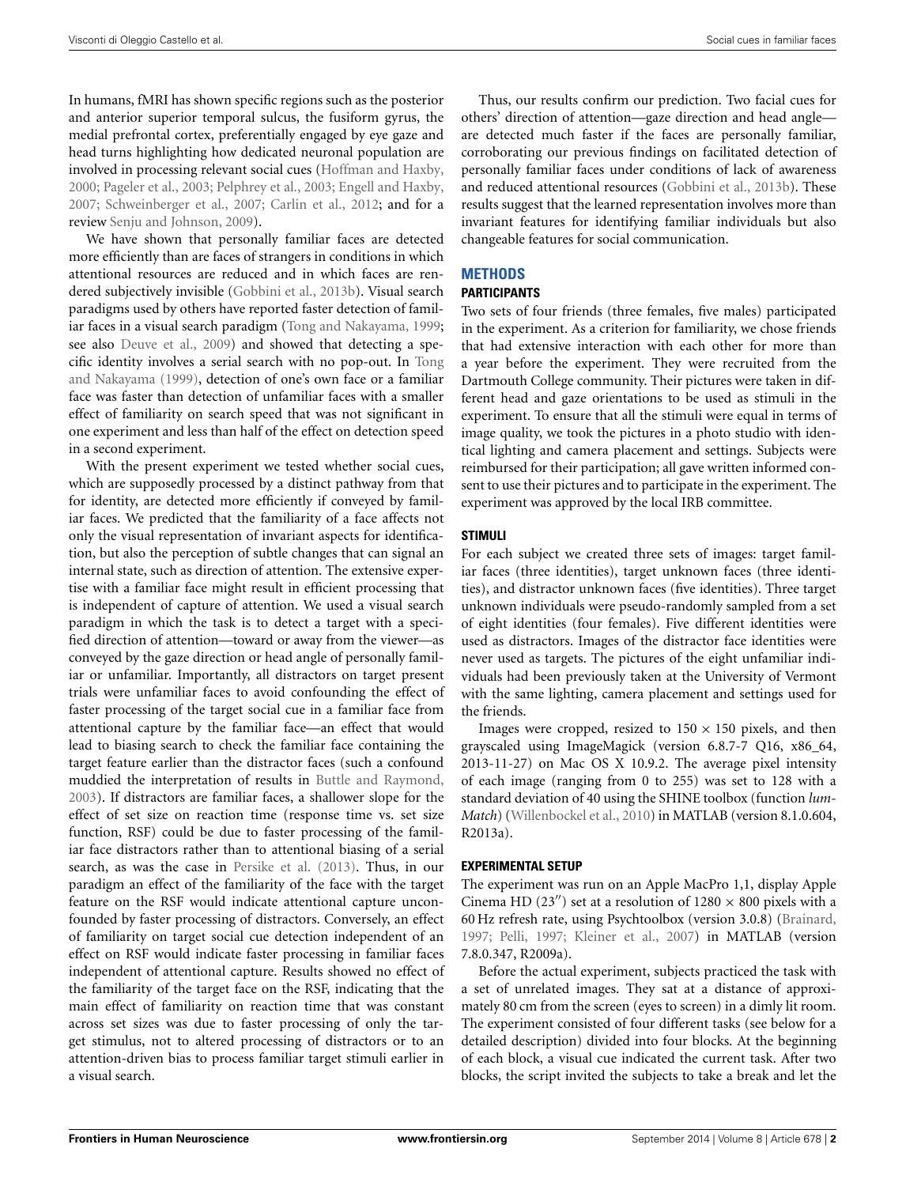In humans, fMRI has shown specific regions such as the posterior and anterior superior temporal sulcus, the fusiform gyrus, the medial prefrontal cortex, preferentially engaged by eye gaze and head turns highlighting how dedicated neuronal population are involved in processing relevant social cues (Hoffman and Haxby, 2000; Pageler et al., 2003; Pelphrey et al., 2003; Engell and Haxby, 2007; Schweinberger et al., 2007; Carlin et al., 2012; and for a review Senju and Johnson, 2009).

We have shown that personally familiar faces are detected more efficiently than are faces of strangers in conditions in which attentional resources are reduced and in which faces are rendered subjectively invisible (Gobbini et al., 2013b). Visual search paradigms used by others have reported faster detection of familiar faces in a visual search paradigm (Tong and Nakayama, 1999; see also Deuve et al., 2009) and showed that detecting a specific identity involves a serial search with no pop-out. In Tong and Nakayama (1999), detection of one's own face or a familiar face was faster than detection of unfamiliar faces with a smaller effect of familiarity on search speed that was not significant in one experiment and less than half of the effect on detection speed in a second experiment.

With the present experiment we tested whether social cues, which are supposedly processed by a distinct pathway from that for identity, are detected more efficiently if conveyed by familiar faces. We predicted that the familiarity of a face affects not only the visual representation of invariant aspects for identification, but also the perception of subtle changes that can signal an internal state, such as direction of attention. The extensive expertise with a familiar face might result in efficient processing that is independent of capture of attention. We used a visual search paradigm in which the task is to detect a target with a specified direction of attention—toward or away from the viewer—as conveyed by the gaze direction or head angle of personally familiar or unfamiliar. Importantly, all distractors on target present trials were unfamiliar faces to avoid confounding the effect of faster processing of the target social cue in a familiar face from attentional capture by the familiar face—an effect that would lead to biasing search to check the familiar face containing the target feature earlier than the distractor faces (such a confound muddied the interpretation of results in Buttle and Raymond, 2003). If distractors are familiar faces, a shallower slope for the effect of set size on reaction time (response time vs. set size function, RSF) could be due to faster processing of the familiar face distractors rather than to attentional biasing of a serial search, as was the case in Persike et al. (2013). Thus, in our paradigm an effect of the familiarity of the face with the target feature on the RSF would indicate attentional capture unconfounded by faster processing of distractors. Conversely, an effect of familiarity on target social cue detection independent of an effect on RSF would indicate faster processing in familiar faces independent of attentional capture. Results showed no effect of the familiarity of the target face on the RSF, indicating that the main effect of familiarity on reaction time that was constant across set sizes was due to faster processing of only the target stimulus, not to altered processing of distractors or to an attention-driven bias to process familiar target stimuli earlier in a visual search.

Thus, our results confirm our prediction. Two facial cues for others' direction of attention—gaze direction and head angle—are detected much faster if the faces are personally familiar, corroborating our previous findings on facilitated detection of personally familiar faces under conditions of lack of awareness and reduced attentional resources (Gobbini et al., 2013b). These results suggest that the learned representation involves more than invariant features for identifying familiar individuals but also changeable features for social communication.

## METHODS

### PARTICIPANTS

Two sets of four friends (three females, five males) participated in the experiment. As a criterion for familiarity, we chose friends that had extensive interaction with each other for more than a year before the experiment. They were recruited from the Dartmouth College community. Their pictures were taken in different head and gaze orientations to be used as stimuli in the experiment. To ensure that all the stimuli were equal in terms of image quality, we took the pictures in a photo studio with identical lighting and camera placement and settings. Subjects were reimbursed for their participation; all gave written informed consent to use their pictures and to participate in the experiment. The experiment was approved by the local IRB committee.

### STIMULI

For each subject we created three sets of images: target familiar faces (three identities), target unknown faces (three identities), and distractor unknown faces (five identities). Three target unknown individuals were pseudo-randomly sampled from a set of eight identities (four females). Five different identities were used as distractors. Images of the distractor face identities were never used as targets. The pictures of the eight unfamiliar individuals had been previously taken at the University of Vermont with the same lighting, camera placement and settings used for the friends.

Images were cropped, resized to $150 \times 150$ pixels, and then grayscaled using ImageMagick (version 6.8.7-7 Q16, x86_64, 2013-11-27) on Mac OS X 10.9.2. The average pixel intensity of each image (ranging from 0 to 255) was set to 128 with a standard deviation of 40 using the SHINE toolbox (function *lumMatch*) (Willenbockel et al., 2010) in MATLAB (version 8.1.0.604, R2013a).

### EXPERIMENTAL SETUP

The experiment was run on an Apple MacPro 1,1, display Apple Cinema HD (23″) set at a resolution of $1280 \times 800$ pixels with a 60 Hz refresh rate, using Psychtoolbox (version 3.0.8) (Brainard, 1997; Pelli, 1997; Kleiner et al., 2007) in MATLAB (version 7.8.0.347, R2009a).

Before the actual experiment, subjects practiced the task with a set of unrelated images. They sat at a distance of approximately 80 cm from the screen (eyes to screen) in a dimly lit room. The experiment consisted of four different tasks (see below for a detailed description) divided into four blocks. At the beginning of each block, a visual cue indicated the current task. After two blocks, the script invited the subjects to take a break and let the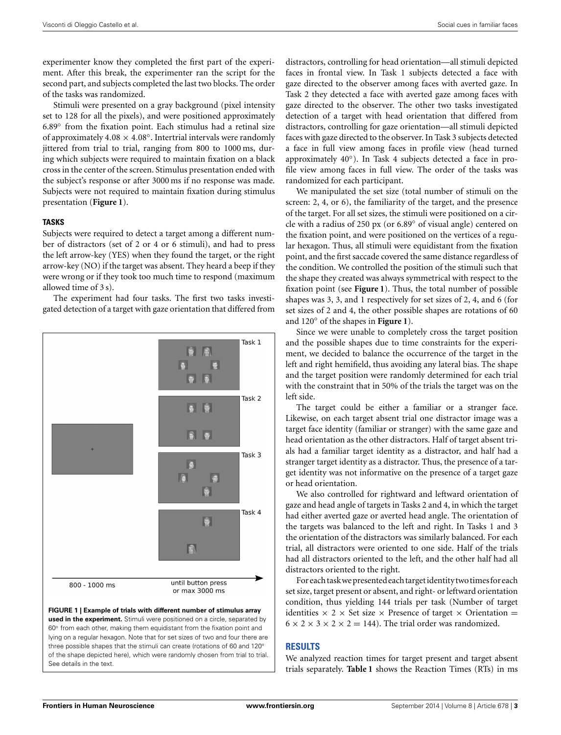experimenter know they completed the first part of the experiment. After this break, the experimenter ran the script for the second part, and subjects completed the last two blocks. The order of the tasks was randomized.

Stimuli were presented on a gray background (pixel intensity set to 128 for all the pixels), and were positioned approximately 6.89° from the fixation point. Each stimulus had a retinal size of approximately $4.08 \times 4.08°$. Intertrial intervals were randomly jittered from trial to trial, ranging from 800 to 1000 ms, during which subjects were required to maintain fixation on a black cross in the center of the screen. Stimulus presentation ended with the subject's response or after 3000 ms if no response was made. Subjects were not required to maintain fixation during stimulus presentation (**Figure 1**).

### TASKS

Subjects were required to detect a target among a different number of distractors (set of 2 or 4 or 6 stimuli), and had to press the left arrow-key (YES) when they found the target, or the right arrow-key (NO) if the target was absent. They heard a beep if they were wrong or if they took too much time to respond (maximum allowed time of 3 s).

The experiment had four tasks. The first two tasks investigated detection of a target with gaze orientation that differed from distractors, controlling for head orientation—all stimuli depicted faces in frontal view. In Task 1 subjects detected a face with gaze directed to the observer among faces with averted gaze. In Task 2 they detected a face with averted gaze among faces with gaze directed to the observer. The other two tasks investigated detection of a target with head orientation that differed from distractors, controlling for gaze orientation—all stimuli depicted faces with gaze directed to the observer. In Task 3 subjects detected a face in full view among faces in profile view (head turned approximately 40°). In Task 4 subjects detected a face in profile view among faces in full view. The order of the tasks was randomized for each participant.

Task 1

Task 2

Task 3

Task 4

800 - 1000 ms

until button press
or max 3000 ms

**FIGURE 1 | Example of trials with different number of stimulus array used in the experiment.** Stimuli were positioned on a circle, separated by 60° from each other, making them equidistant from the fixation point and lying on a regular hexagon. Note that for set sizes of two and four there are three possible shapes that the stimuli can create (rotations of 60 and 120° of the shape depicted here), which were randomly chosen from trial to trial. See details in the text.

We manipulated the set size (total number of stimuli on the screen: 2, 4, or 6), the familiarity of the target, and the presence of the target. For all set sizes, the stimuli were positioned on a circle with a radius of 250 px (or 6.89° of visual angle) centered on the fixation point, and were positioned on the vertices of a regular hexagon. Thus, all stimuli were equidistant from the fixation point, and the first saccade covered the same distance regardless of the condition. We controlled the position of the stimuli such that the shape they created was always symmetrical with respect to the fixation point (see **Figure 1**). Thus, the total number of possible shapes was 3, 3, and 1 respectively for set sizes of 2, 4, and 6 (for set sizes of 2 and 4, the other possible shapes are rotations of 60 and 120° of the shapes in **Figure 1**).

Since we were unable to completely cross the target position and the possible shapes due to time constraints for the experiment, we decided to balance the occurrence of the target in the left and right hemifield, thus avoiding any lateral bias. The shape and the target position were randomly determined for each trial with the constraint that in 50% of the trials the target was on the left side.

The target could be either a familiar or a stranger face. Likewise, on each target absent trial one distractor image was a target face identity (familiar or stranger) with the same gaze and head orientation as the other distractors. Half of target absent trials had a familiar target identity as a distractor, and half had a stranger target identity as a distractor. Thus, the presence of a target identity was not informative on the presence of a target gaze or head orientation.

We also controlled for rightward and leftward orientation of gaze and head angle of targets in Tasks 2 and 4, in which the target had either averted gaze or averted head angle. The orientation of the targets was balanced to the left and right. In Tasks 1 and 3 the orientation of the distractors was similarly balanced. For each trial, all distractors were oriented to one side. Half of the trials had all distractors oriented to the left, and the other half had all distractors oriented to the right.

For each task we presented each target identity two times for each set size, target present or absent, and right- or leftward orientation condition, thus yielding 144 trials per task (Number of target identities × 2 × Set size × Presence of target × Orientation = $6 \times 2 \times 3 \times 2 \times 2 = 144$). The trial order was randomized.

## RESULTS

We analyzed reaction times for target present and target absent trials separately. **Table 1** shows the Reaction Times (RTs) in ms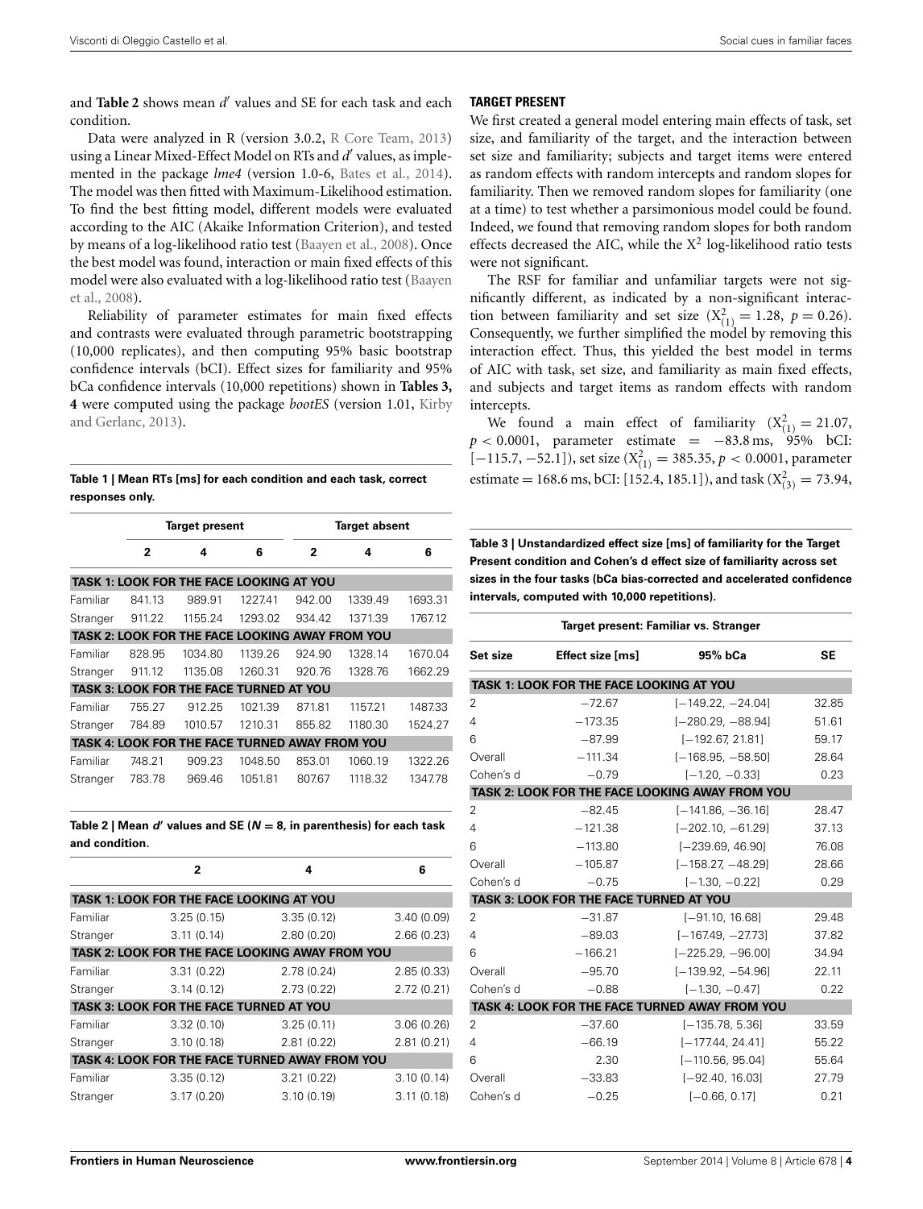and **Table 2** shows mean $d'$ values and SE for each task and each condition.

Data were analyzed in R (version 3.0.2, R Core Team, 2013) using a Linear Mixed-Effect Model on RTs and $d'$ values, as implemented in the package *lme4* (version 1.0-6, Bates et al., 2014). The model was then fitted with Maximum-Likelihood estimation. To find the best fitting model, different models were evaluated according to the AIC (Akaike Information Criterion), and tested by means of a log-likelihood ratio test (Baayen et al., 2008). Once the best model was found, interaction or main fixed effects of this model were also evaluated with a log-likelihood ratio test (Baayen et al., 2008).

Reliability of parameter estimates for main fixed effects and contrasts were evaluated through parametric bootstrapping (10,000 replicates), and then computing 95% basic bootstrap confidence intervals (bCI). Effect sizes for familiarity and 95% bCa confidence intervals (10,000 repetitions) shown in **Tables 3, 4** were computed using the package *bootES* (version 1.01, Kirby and Gerlanc, 2013).

**Table 1 | Mean RTs [ms] for each condition and each task, correct responses only.**

| | Target present | | | Target absent | | |
|---|---|---|---|---|---|---|
| | **2** | **4** | **6** | **2** | **4** | **6** |
| **TASK 1: LOOK FOR THE FACE LOOKING AT YOU** | | | | | | |
| Familiar | 841.13 | 989.91 | 1227.41 | 942.00 | 1339.49 | 1693.31 |
| Stranger | 911.22 | 1155.24 | 1293.02 | 934.42 | 1371.39 | 1767.12 |
| **TASK 2: LOOK FOR THE FACE LOOKING AWAY FROM YOU** | | | | | | |
| Familiar | 828.95 | 1034.80 | 1139.26 | 924.90 | 1328.14 | 1670.04 |
| Stranger | 911.12 | 1135.08 | 1260.31 | 920.76 | 1328.76 | 1662.29 |
| **TASK 3: LOOK FOR THE FACE TURNED AT YOU** | | | | | | |
| Familiar | 755.27 | 912.25 | 1021.39 | 871.81 | 1157.21 | 1487.33 |
| Stranger | 784.89 | 1010.57 | 1210.31 | 855.82 | 1180.30 | 1524.27 |
| **TASK 4: LOOK FOR THE FACE TURNED AWAY FROM YOU** | | | | | | |
| Familiar | 748.21 | 909.23 | 1048.50 | 853.01 | 1060.19 | 1322.26 |
| Stranger | 783.78 | 969.46 | 1051.81 | 807.67 | 1118.32 | 1347.78 |

**Table 2 | Mean $d'$ values and SE ($N = 8$, in parenthesis) for each task and condition.**

| | 2 | 4 | 6 |
|---|---|---|---|
| **TASK 1: LOOK FOR THE FACE LOOKING AT YOU** | | | |
| Familiar | 3.25 (0.15) | 3.35 (0.12) | 3.40 (0.09) |
| Stranger | 3.11 (0.14) | 2.80 (0.20) | 2.66 (0.23) |
| **TASK 2: LOOK FOR THE FACE LOOKING AWAY FROM YOU** | | | |
| Familiar | 3.31 (0.22) | 2.78 (0.24) | 2.85 (0.33) |
| Stranger | 3.14 (0.12) | 2.73 (0.22) | 2.72 (0.21) |
| **TASK 3: LOOK FOR THE FACE TURNED AT YOU** | | | |
| Familiar | 3.32 (0.10) | 3.25 (0.11) | 3.06 (0.26) |
| Stranger | 3.10 (0.18) | 2.81 (0.22) | 2.81 (0.21) |
| **TASK 4: LOOK FOR THE FACE TURNED AWAY FROM YOU** | | | |
| Familiar | 3.35 (0.12) | 3.21 (0.22) | 3.10 (0.14) |
| Stranger | 3.17 (0.20) | 3.10 (0.19) | 3.11 (0.18) |

### TARGET PRESENT

We first created a general model entering main effects of task, set size, and familiarity of the target, and the interaction between set size and familiarity; subjects and target items were entered as random effects with random intercepts and random slopes for familiarity. Then we removed random slopes for familiarity (one at a time) to test whether a parsimonious model could be found. Indeed, we found that removing random slopes for both random effects decreased the AIC, while the $X^2$ log-likelihood ratio tests were not significant.

The RSF for familiar and unfamiliar targets were not significantly different, as indicated by a non-significant interaction between familiarity and set size ($X^2_{(1)} = 1.28$, $p = 0.26$). Consequently, we further simplified the model by removing this interaction effect. Thus, this yielded the best model in terms of AIC with task, set size, and familiarity as main fixed effects, and subjects and target items as random effects with random intercepts.

We found a main effect of familiarity ($X^2_{(1)} = 21.07$, $p < 0.0001$, parameter estimate $= -83.8$ ms, 95% bCI: [−115.7, −52.1]), set size ($X^2_{(1)} = 385.35$, $p < 0.0001$, parameter estimate = 168.6 ms, bCI: [152.4, 185.1]), and task ($X^2_{(3)} = 73.94$,

**Table 3 | Unstandardized effect size [ms] of familiarity for the Target Present condition and Cohen's d effect size of familiarity across set sizes in the four tasks (bCa bias-corrected and accelerated confidence intervals, computed with 10,000 repetitions).**

| Target present: Familiar vs. Stranger | | | |
|---|---|---|---|
| **Set size** | **Effect size [ms]** | **95% bCa** | **SE** |
| **TASK 1: LOOK FOR THE FACE LOOKING AT YOU** | | | |
| 2 | −72.67 | [−149.22, −24.04] | 32.85 |
| 4 | −173.35 | [−280.29, −88.94] | 51.61 |
| 6 | −87.99 | [−192.67, 21.81] | 59.17 |
| Overall | −111.34 | [−168.95, −58.50] | 28.64 |
| Cohen's d | −0.79 | [−1.20, −0.33] | 0.23 |
| **TASK 2: LOOK FOR THE FACE LOOKING AWAY FROM YOU** | | | |
| 2 | −82.45 | [−141.86, −36.16] | 28.47 |
| 4 | −121.38 | [−202.10, −61.29] | 37.13 |
| 6 | −113.80 | [−239.69, 46.90] | 76.08 |
| Overall | −105.87 | [−158.27, −48.29] | 28.66 |
| Cohen's d | −0.75 | [−1.30, −0.22] | 0.29 |
| **TASK 3: LOOK FOR THE FACE TURNED AT YOU** | | | |
| 2 | −31.87 | [−91.10, 16.68] | 29.48 |
| 4 | −89.03 | [−167.49, −27.73] | 37.82 |
| 6 | −166.21 | [−225.29, −96.00] | 34.94 |
| Overall | −95.70 | [−139.92, −54.96] | 22.11 |
| Cohen's d | −0.88 | [−1.30, −0.47] | 0.22 |
| **TASK 4: LOOK FOR THE FACE TURNED AWAY FROM YOU** | | | |
| 2 | −37.60 | [−135.78, 5.36] | 33.59 |
| 4 | −66.19 | [−177.44, 24.41] | 55.22 |
| 6 | 2.30 | [−110.56, 95.04] | 55.64 |
| Overall | −33.83 | [−92.40, 16.03] | 27.79 |
| Cohen's d | −0.25 | [−0.66, 0.17] | 0.21 |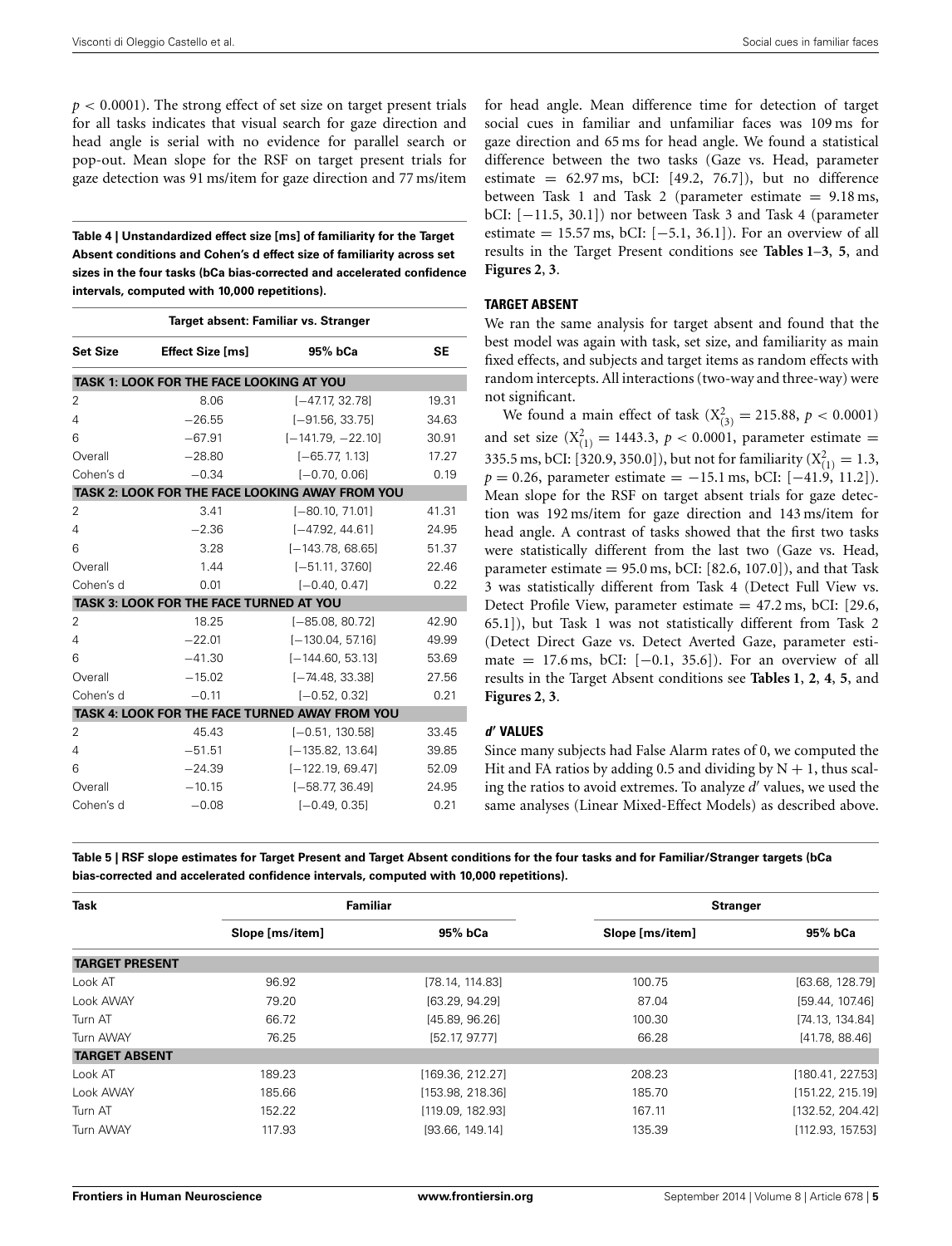$p < 0.0001$). The strong effect of set size on target present trials for all tasks indicates that visual search for gaze direction and head angle is serial with no evidence for parallel search or pop-out. Mean slope for the RSF on target present trials for gaze detection was 91 ms/item for gaze direction and 77 ms/item for head angle. Mean difference time for detection of target social cues in familiar and unfamiliar faces was 109 ms for gaze direction and 65 ms for head angle. We found a statistical difference between the two tasks (Gaze vs. Head, parameter estimate = 62.97 ms, bCI: [49.2, 76.7]), but no difference between Task 1 and Task 2 (parameter estimate = 9.18 ms, bCI: [−11.5, 30.1]) nor between Task 3 and Task 4 (parameter estimate = 15.57 ms, bCI: [−5.1, 36.1]). For an overview of all results in the Target Present conditions see **Tables 1–3**, **5**, and **Figures 2**, **3**.

**Table 4 | Unstandardized effect size [ms] of familiarity for the Target Absent conditions and Cohen's d effect size of familiarity across set sizes in the four tasks (bCa bias-corrected and accelerated confidence intervals, computed with 10,000 repetitions).**

| Target absent: Familiar vs. Stranger | | | |
|---|---|---|---|
| **Set Size** | **Effect Size [ms]** | **95% bCa** | **SE** |
| **TASK 1: LOOK FOR THE FACE LOOKING AT YOU** | | | |
| 2 | 8.06 | [−47.17, 32.78] | 19.31 |
| 4 | −26.55 | [−91.56, 33.75] | 34.63 |
| 6 | −67.91 | [−141.79, −22.10] | 30.91 |
| Overall | −28.80 | [−65.77, 1.13] | 17.27 |
| Cohen's d | −0.34 | [−0.70, 0.06] | 0.19 |
| **TASK 2: LOOK FOR THE FACE LOOKING AWAY FROM YOU** | | | |
| 2 | 3.41 | [−80.10, 71.01] | 41.31 |
| 4 | −2.36 | [−47.92, 44.61] | 24.95 |
| 6 | 3.28 | [−143.78, 68.65] | 51.37 |
| Overall | 1.44 | [−51.11, 37.60] | 22.46 |
| Cohen's d | 0.01 | [−0.40, 0.47] | 0.22 |
| **TASK 3: LOOK FOR THE FACE TURNED AT YOU** | | | |
| 2 | 18.25 | [−85.08, 80.72] | 42.90 |
| 4 | −22.01 | [−130.04, 57.16] | 49.99 |
| 6 | −41.30 | [−144.60, 53.13] | 53.69 |
| Overall | −15.02 | [−74.48, 33.38] | 27.56 |
| Cohen's d | −0.11 | [−0.52, 0.32] | 0.21 |
| **TASK 4: LOOK FOR THE FACE TURNED AWAY FROM YOU** | | | |
| 2 | 45.43 | [−0.51, 130.58] | 33.45 |
| 4 | −51.51 | [−135.82, 13.64] | 39.85 |
| 6 | −24.39 | [−122.19, 69.47] | 52.09 |
| Overall | −10.15 | [−58.77, 36.49] | 24.95 |
| Cohen's d | −0.08 | [−0.49, 0.35] | 0.21 |

### TARGET ABSENT

We ran the same analysis for target absent and found that the best model was again with task, set size, and familiarity as main fixed effects, and subjects and target items as random effects with random intercepts. All interactions (two-way and three-way) were not significant.

We found a main effect of task ($X^2_{(3)} = 215.88$, $p < 0.0001$) and set size ($X^2_{(1)} = 1443.3$, $p < 0.0001$, parameter estimate = 335.5 ms, bCI: [320.9, 350.0]), but not for familiarity ($X^2_{(1)} = 1.3$, $p = 0.26$, parameter estimate = −15.1 ms, bCI: [−41.9, 11.2]). Mean slope for the RSF on target absent trials for gaze detection was 192 ms/item for gaze direction and 143 ms/item for head angle. A contrast of tasks showed that the first two tasks were statistically different from the last two (Gaze vs. Head, parameter estimate = 95.0 ms, bCI: [82.6, 107.0]), and that Task 3 was statistically different from Task 4 (Detect Full View vs. Detect Profile View, parameter estimate = 47.2 ms, bCI: [29.6, 65.1]), but Task 1 was not statistically different from Task 2 (Detect Direct Gaze vs. Detect Averted Gaze, parameter estimate = 17.6 ms, bCI: [−0.1, 35.6]). For an overview of all results in the Target Absent conditions see **Tables 1**, **2**, **4**, **5**, and **Figures 2**, **3**.

### *d′* VALUES

Since many subjects had False Alarm rates of 0, we computed the Hit and FA ratios by adding 0.5 and dividing by $N + 1$, thus scaling the ratios to avoid extremes. To analyze *d′* values, we used the same analyses (Linear Mixed-Effect Models) as described above.

**Table 5 | RSF slope estimates for Target Present and Target Absent conditions for the four tasks and for Familiar/Stranger targets (bCa bias-corrected and accelerated confidence intervals, computed with 10,000 repetitions).**

| Task | Familiar | | Stranger | |
|---|---|---|---|---|
| | Slope [ms/item] | 95% bCa | Slope [ms/item] | 95% bCa |
| **TARGET PRESENT** | | | | |
| Look AT | 96.92 | [78.14, 114.83] | 100.75 | [63.68, 128.79] |
| Look AWAY | 79.20 | [63.29, 94.29] | 87.04 | [59.44, 107.46] |
| Turn AT | 66.72 | [45.89, 96.26] | 100.30 | [74.13, 134.84] |
| Turn AWAY | 76.25 | [52.17, 97.77] | 66.28 | [41.78, 88.46] |
| **TARGET ABSENT** | | | | |
| Look AT | 189.23 | [169.36, 212.27] | 208.23 | [180.41, 227.53] |
| Look AWAY | 185.66 | [153.98, 218.36] | 185.70 | [151.22, 215.19] |
| Turn AT | 152.22 | [119.09, 182.93] | 167.11 | [132.52, 204.42] |
| Turn AWAY | 117.93 | [93.66, 149.14] | 135.39 | [112.93, 157.53] |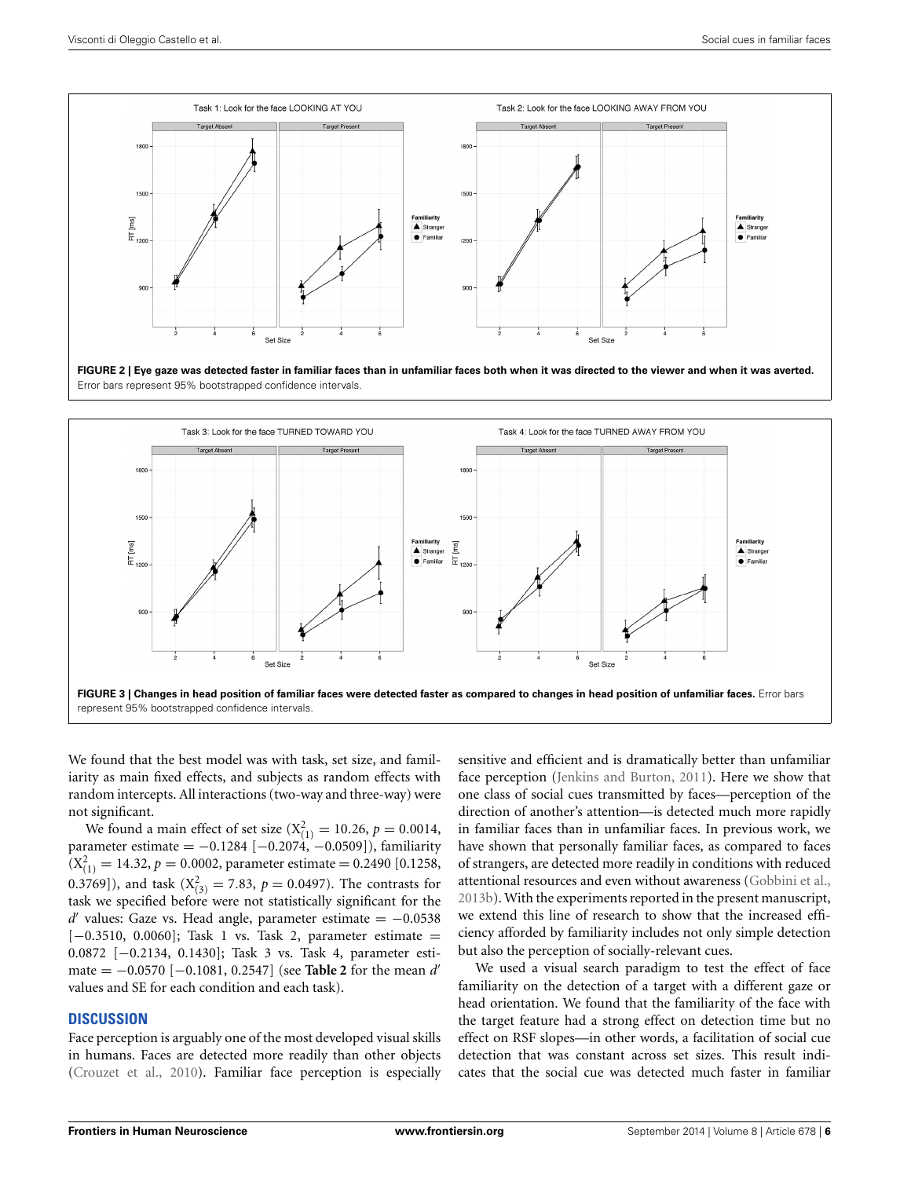Task 1: Look for the face LOOKING AT YOU

Task 2: Look for the face LOOKING AWAY FROM YOU

Target Absent

Target Present

RT [ms]

1800

1500

1200

900

2 4 6

Set Size

Familiarity

Stranger

Familiar

**FIGURE 2 | Eye gaze was detected faster in familiar faces than in unfamiliar faces both when it was directed to the viewer and when it was averted.** Error bars represent 95% bootstrapped confidence intervals.

Task 3: Look for the face TURNED TOWARD YOU

Task 4: Look for the face TURNED AWAY FROM YOU

Target Absent

Target Present

RT [ms]

1800

1500

1200

900

2 4 6

Set Size

Familiarity

Stranger

Familiar

**FIGURE 3 | Changes in head position of familiar faces were detected faster as compared to changes in head position of unfamiliar faces.** Error bars represent 95% bootstrapped confidence intervals.

We found that the best model was with task, set size, and familiarity as main fixed effects, and subjects as random effects with random intercepts. All interactions (two-way and three-way) were not significant.

We found a main effect of set size ($X^2_{(1)} = 10.26$, $p = 0.0014$, parameter estimate = −0.1284 [−0.2074, −0.0509]), familiarity ($X^2_{(1)} = 14.32$, $p = 0.0002$, parameter estimate = 0.2490 [0.1258, 0.3769]), and task ($X^2_{(3)} = 7.83$, $p = 0.0497$). The contrasts for task we specified before were not statistically significant for the $d'$ values: Gaze vs. Head angle, parameter estimate = −0.0538 [−0.3510, 0.0060]; Task 1 vs. Task 2, parameter estimate = 0.0872 [−0.2134, 0.1430]; Task 3 vs. Task 4, parameter estimate = −0.0570 [−0.1081, 0.2547] (see **Table 2** for the mean $d'$ values and SE for each condition and each task).

## DISCUSSION

Face perception is arguably one of the most developed visual skills in humans. Faces are detected more readily than other objects (Crouzet et al., 2010). Familiar face perception is especially sensitive and efficient and is dramatically better than unfamiliar face perception (Jenkins and Burton, 2011). Here we show that one class of social cues transmitted by faces—perception of the direction of another's attention—is detected much more rapidly in familiar faces than in unfamiliar faces. In previous work, we have shown that personally familiar faces, as compared to faces of strangers, are detected more readily in conditions with reduced attentional resources and even without awareness (Gobbini et al., 2013b). With the experiments reported in the present manuscript, we extend this line of research to show that the increased efficiency afforded by familiarity includes not only simple detection but also the perception of socially-relevant cues.

We used a visual search paradigm to test the effect of face familiarity on the detection of a target with a different gaze or head orientation. We found that the familiarity of the face with the target feature had a strong effect on detection time but no effect on RSF slopes—in other words, a facilitation of social cue detection that was constant across set sizes. This result indicates that the social cue was detected much faster in familiar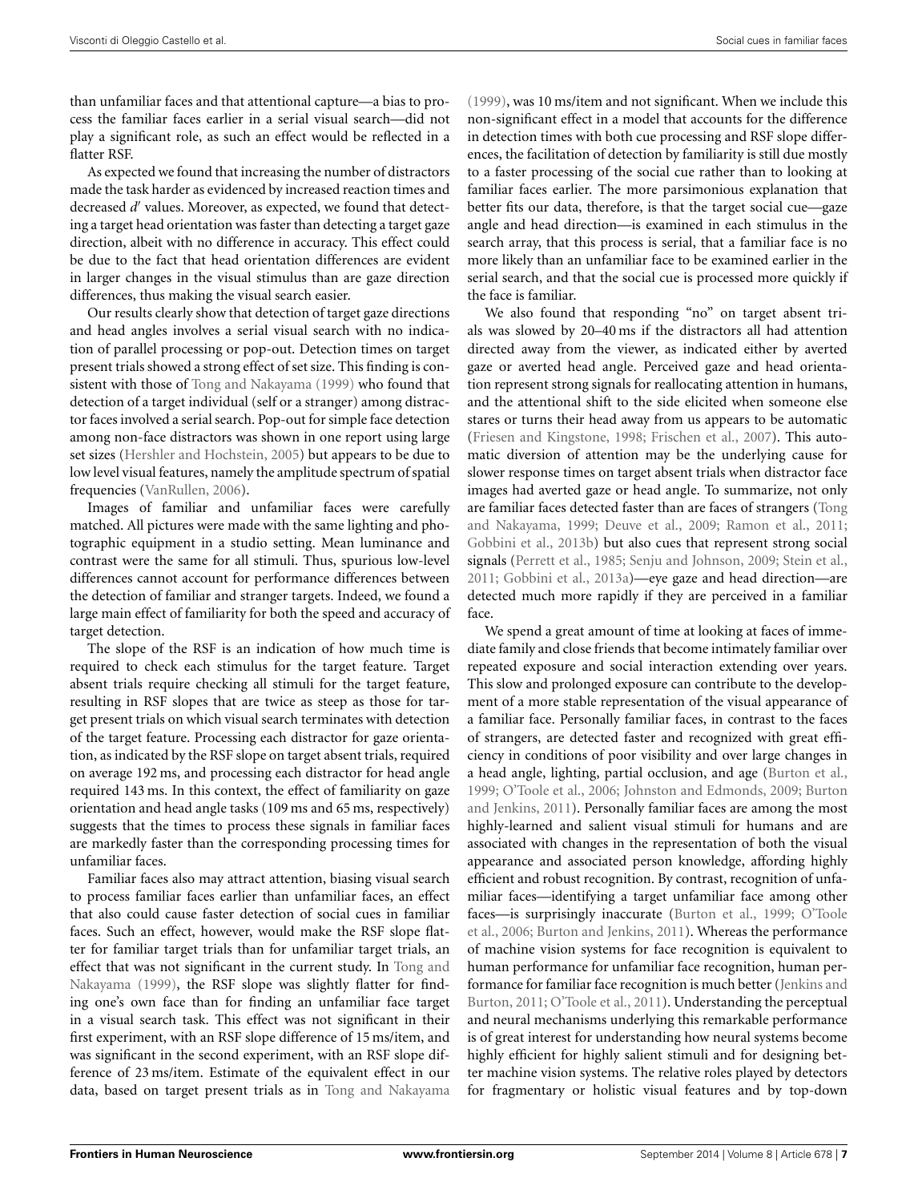than unfamiliar faces and that attentional capture—a bias to process the familiar faces earlier in a serial visual search—did not play a significant role, as such an effect would be reflected in a flatter RSF.

As expected we found that increasing the number of distractors made the task harder as evidenced by increased reaction times and decreased $d'$ values. Moreover, as expected, we found that detecting a target head orientation was faster than detecting a target gaze direction, albeit with no difference in accuracy. This effect could be due to the fact that head orientation differences are evident in larger changes in the visual stimulus than are gaze direction differences, thus making the visual search easier.

Our results clearly show that detection of target gaze directions and head angles involves a serial visual search with no indication of parallel processing or pop-out. Detection times on target present trials showed a strong effect of set size. This finding is consistent with those of Tong and Nakayama (1999) who found that detection of a target individual (self or a stranger) among distractor faces involved a serial search. Pop-out for simple face detection among non-face distractors was shown in one report using large set sizes (Hershler and Hochstein, 2005) but appears to be due to low level visual features, namely the amplitude spectrum of spatial frequencies (VanRullen, 2006).

Images of familiar and unfamiliar faces were carefully matched. All pictures were made with the same lighting and photographic equipment in a studio setting. Mean luminance and contrast were the same for all stimuli. Thus, spurious low-level differences cannot account for performance differences between the detection of familiar and stranger targets. Indeed, we found a large main effect of familiarity for both the speed and accuracy of target detection.

The slope of the RSF is an indication of how much time is required to check each stimulus for the target feature. Target absent trials require checking all stimuli for the target feature, resulting in RSF slopes that are twice as steep as those for target present trials on which visual search terminates with detection of the target feature. Processing each distractor for gaze orientation, as indicated by the RSF slope on target absent trials, required on average 192 ms, and processing each distractor for head angle required 143 ms. In this context, the effect of familiarity on gaze orientation and head angle tasks (109 ms and 65 ms, respectively) suggests that the times to process these signals in familiar faces are markedly faster than the corresponding processing times for unfamiliar faces.

Familiar faces also may attract attention, biasing visual search to process familiar faces earlier than unfamiliar faces, an effect that also could cause faster detection of social cues in familiar faces. Such an effect, however, would make the RSF slope flatter for familiar target trials than for unfamiliar target trials, an effect that was not significant in the current study. In Tong and Nakayama (1999), the RSF slope was slightly flatter for finding one's own face than for finding an unfamiliar face target in a visual search task. This effect was not significant in their first experiment, with an RSF slope difference of 15 ms/item, and was significant in the second experiment, with an RSF slope difference of 23 ms/item. Estimate of the equivalent effect in our data, based on target present trials as in Tong and Nakayama (1999), was 10 ms/item and not significant. When we include this non-significant effect in a model that accounts for the difference in detection times with both cue processing and RSF slope differences, the facilitation of detection by familiarity is still due mostly to a faster processing of the social cue rather than to looking at familiar faces earlier. The more parsimonious explanation that better fits our data, therefore, is that the target social cue—gaze angle and head direction—is examined in each stimulus in the search array, that this process is serial, that a familiar face is no more likely than an unfamiliar face to be examined earlier in the serial search, and that the social cue is processed more quickly if the face is familiar.

We also found that responding "no" on target absent trials was slowed by 20–40 ms if the distractors all had attention directed away from the viewer, as indicated either by averted gaze or averted head angle. Perceived gaze and head orientation represent strong signals for reallocating attention in humans, and the attentional shift to the side elicited when someone else stares or turns their head away from us appears to be automatic (Friesen and Kingstone, 1998; Frischen et al., 2007). This automatic diversion of attention may be the underlying cause for slower response times on target absent trials when distractor face images had averted gaze or head angle. To summarize, not only are familiar faces detected faster than are faces of strangers (Tong and Nakayama, 1999; Deuve et al., 2009; Ramon et al., 2011; Gobbini et al., 2013b) but also cues that represent strong social signals (Perrett et al., 1985; Senju and Johnson, 2009; Stein et al., 2011; Gobbini et al., 2013a)—eye gaze and head direction—are detected much more rapidly if they are perceived in a familiar face.

We spend a great amount of time at looking at faces of immediate family and close friends that become intimately familiar over repeated exposure and social interaction extending over years. This slow and prolonged exposure can contribute to the development of a more stable representation of the visual appearance of a familiar face. Personally familiar faces, in contrast to the faces of strangers, are detected faster and recognized with great efficiency in conditions of poor visibility and over large changes in a head angle, lighting, partial occlusion, and age (Burton et al., 1999; O'Toole et al., 2006; Johnston and Edmonds, 2009; Burton and Jenkins, 2011). Personally familiar faces are among the most highly-learned and salient visual stimuli for humans and are associated with changes in the representation of both the visual appearance and associated person knowledge, affording highly efficient and robust recognition. By contrast, recognition of unfamiliar faces—identifying a target unfamiliar face among other faces—is surprisingly inaccurate (Burton et al., 1999; O'Toole et al., 2006; Burton and Jenkins, 2011). Whereas the performance of machine vision systems for face recognition is equivalent to human performance for unfamiliar face recognition, human performance for familiar face recognition is much better (Jenkins and Burton, 2011; O'Toole et al., 2011). Understanding the perceptual and neural mechanisms underlying this remarkable performance is of great interest for understanding how neural systems become highly efficient for highly salient stimuli and for designing better machine vision systems. The relative roles played by detectors for fragmentary or holistic visual features and by top-down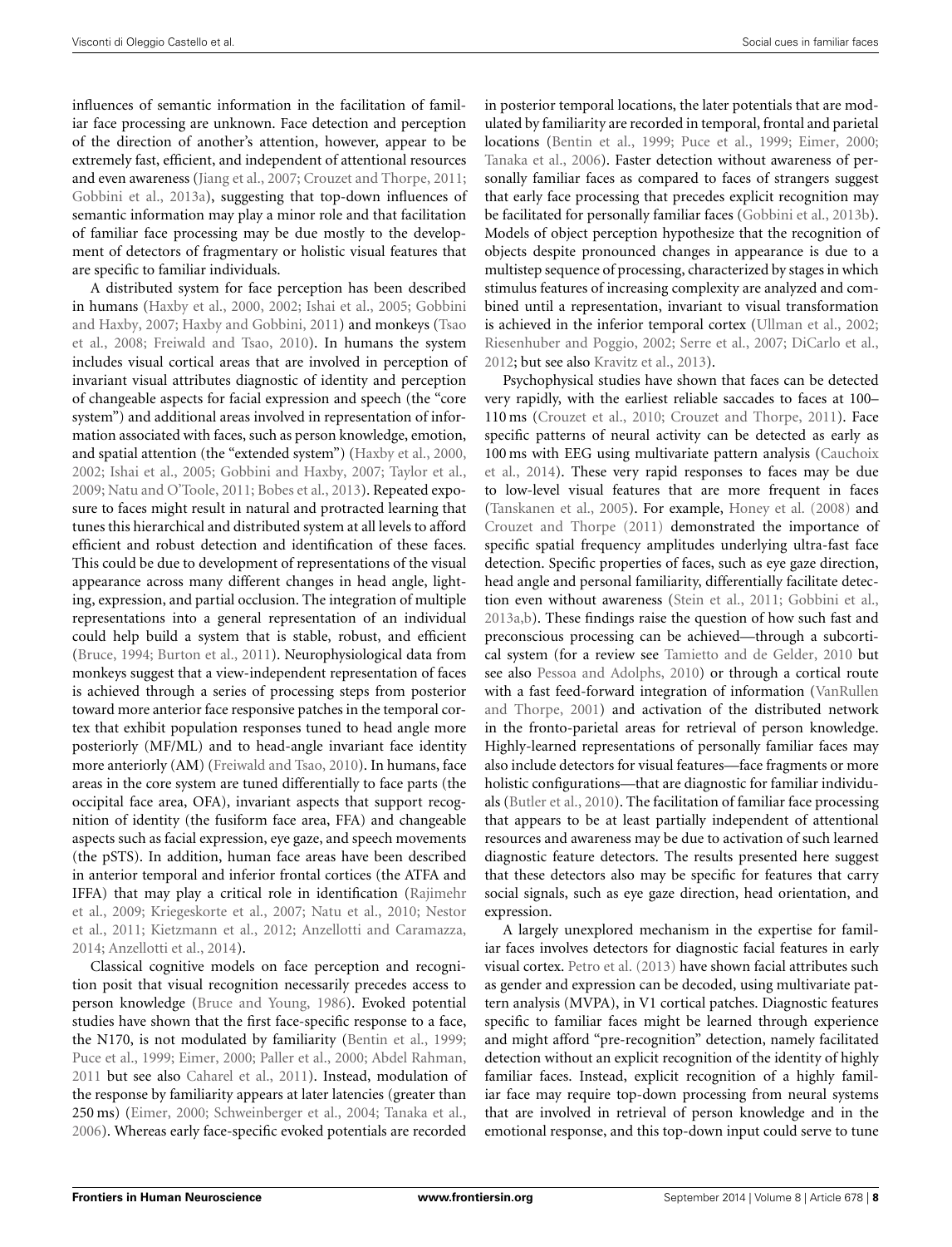influences of semantic information in the facilitation of familiar face processing are unknown. Face detection and perception of the direction of another's attention, however, appear to be extremely fast, efficient, and independent of attentional resources and even awareness (Jiang et al., 2007; Crouzet and Thorpe, 2011; Gobbini et al., 2013a), suggesting that top-down influences of semantic information may play a minor role and that facilitation of familiar face processing may be due mostly to the development of detectors of fragmentary or holistic visual features that are specific to familiar individuals.

A distributed system for face perception has been described in humans (Haxby et al., 2000, 2002; Ishai et al., 2005; Gobbini and Haxby, 2007; Haxby and Gobbini, 2011) and monkeys (Tsao et al., 2008; Freiwald and Tsao, 2010). In humans the system includes visual cortical areas that are involved in perception of invariant visual attributes diagnostic of identity and perception of changeable aspects for facial expression and speech (the "core system") and additional areas involved in representation of information associated with faces, such as person knowledge, emotion, and spatial attention (the "extended system") (Haxby et al., 2000, 2002; Ishai et al., 2005; Gobbini and Haxby, 2007; Taylor et al., 2009; Natu and O'Toole, 2011; Bobes et al., 2013). Repeated exposure to faces might result in natural and protracted learning that tunes this hierarchical and distributed system at all levels to afford efficient and robust detection and identification of these faces. This could be due to development of representations of the visual appearance across many different changes in head angle, lighting, expression, and partial occlusion. The integration of multiple representations into a general representation of an individual could help build a system that is stable, robust, and efficient (Bruce, 1994; Burton et al., 2011). Neurophysiological data from monkeys suggest that a view-independent representation of faces is achieved through a series of processing steps from posterior toward more anterior face responsive patches in the temporal cortex that exhibit population responses tuned to head angle more posteriorly (MF/ML) and to head-angle invariant face identity more anteriorly (AM) (Freiwald and Tsao, 2010). In humans, face areas in the core system are tuned differentially to face parts (the occipital face area, OFA), invariant aspects that support recognition of identity (the fusiform face area, FFA) and changeable aspects such as facial expression, eye gaze, and speech movements (the pSTS). In addition, human face areas have been described in anterior temporal and inferior frontal cortices (the ATFA and IFFA) that may play a critical role in identification (Rajimehr et al., 2009; Kriegeskorte et al., 2007; Natu et al., 2010; Nestor et al., 2011; Kietzmann et al., 2012; Anzellotti and Caramazza, 2014; Anzellotti et al., 2014).

Classical cognitive models on face perception and recognition posit that visual recognition necessarily precedes access to person knowledge (Bruce and Young, 1986). Evoked potential studies have shown that the first face-specific response to a face, the N170, is not modulated by familiarity (Bentin et al., 1999; Puce et al., 1999; Eimer, 2000; Paller et al., 2000; Abdel Rahman, 2011 but see also Caharel et al., 2011). Instead, modulation of the response by familiarity appears at later latencies (greater than 250 ms) (Eimer, 2000; Schweinberger et al., 2004; Tanaka et al., 2006). Whereas early face-specific evoked potentials are recorded in posterior temporal locations, the later potentials that are modulated by familiarity are recorded in temporal, frontal and parietal locations (Bentin et al., 1999; Puce et al., 1999; Eimer, 2000; Tanaka et al., 2006). Faster detection without awareness of personally familiar faces as compared to faces of strangers suggest that early face processing that precedes explicit recognition may be facilitated for personally familiar faces (Gobbini et al., 2013b). Models of object perception hypothesize that the recognition of objects despite pronounced changes in appearance is due to a multistep sequence of processing, characterized by stages in which stimulus features of increasing complexity are analyzed and combined until a representation, invariant to visual transformation is achieved in the inferior temporal cortex (Ullman et al., 2002; Riesenhuber and Poggio, 2002; Serre et al., 2007; DiCarlo et al., 2012; but see also Kravitz et al., 2013).

Psychophysical studies have shown that faces can be detected very rapidly, with the earliest reliable saccades to faces at 100–110 ms (Crouzet et al., 2010; Crouzet and Thorpe, 2011). Face specific patterns of neural activity can be detected as early as 100 ms with EEG using multivariate pattern analysis (Cauchoix et al., 2014). These very rapid responses to faces may be due to low-level visual features that are more frequent in faces (Tanskanen et al., 2005). For example, Honey et al. (2008) and Crouzet and Thorpe (2011) demonstrated the importance of specific spatial frequency amplitudes underlying ultra-fast face detection. Specific properties of faces, such as eye gaze direction, head angle and personal familiarity, differentially facilitate detection even without awareness (Stein et al., 2011; Gobbini et al., 2013a,b). These findings raise the question of how such fast and preconscious processing can be achieved—through a subcortical system (for a review see Tamietto and de Gelder, 2010 but see also Pessoa and Adolphs, 2010) or through a cortical route with a fast feed-forward integration of information (VanRullen and Thorpe, 2001) and activation of the distributed network in the fronto-parietal areas for retrieval of person knowledge. Highly-learned representations of personally familiar faces may also include detectors for visual features—face fragments or more holistic configurations—that are diagnostic for familiar individuals (Butler et al., 2010). The facilitation of familiar face processing that appears to be at least partially independent of attentional resources and awareness may be due to activation of such learned diagnostic feature detectors. The results presented here suggest that these detectors also may be specific for features that carry social signals, such as eye gaze direction, head orientation, and expression.

A largely unexplored mechanism in the expertise for familiar faces involves detectors for diagnostic facial features in early visual cortex. Petro et al. (2013) have shown facial attributes such as gender and expression can be decoded, using multivariate pattern analysis (MVPA), in V1 cortical patches. Diagnostic features specific to familiar faces might be learned through experience and might afford "pre-recognition" detection, namely facilitated detection without an explicit recognition of the identity of highly familiar faces. Instead, explicit recognition of a highly familiar face may require top-down processing from neural systems that are involved in retrieval of person knowledge and in the emotional response, and this top-down input could serve to tune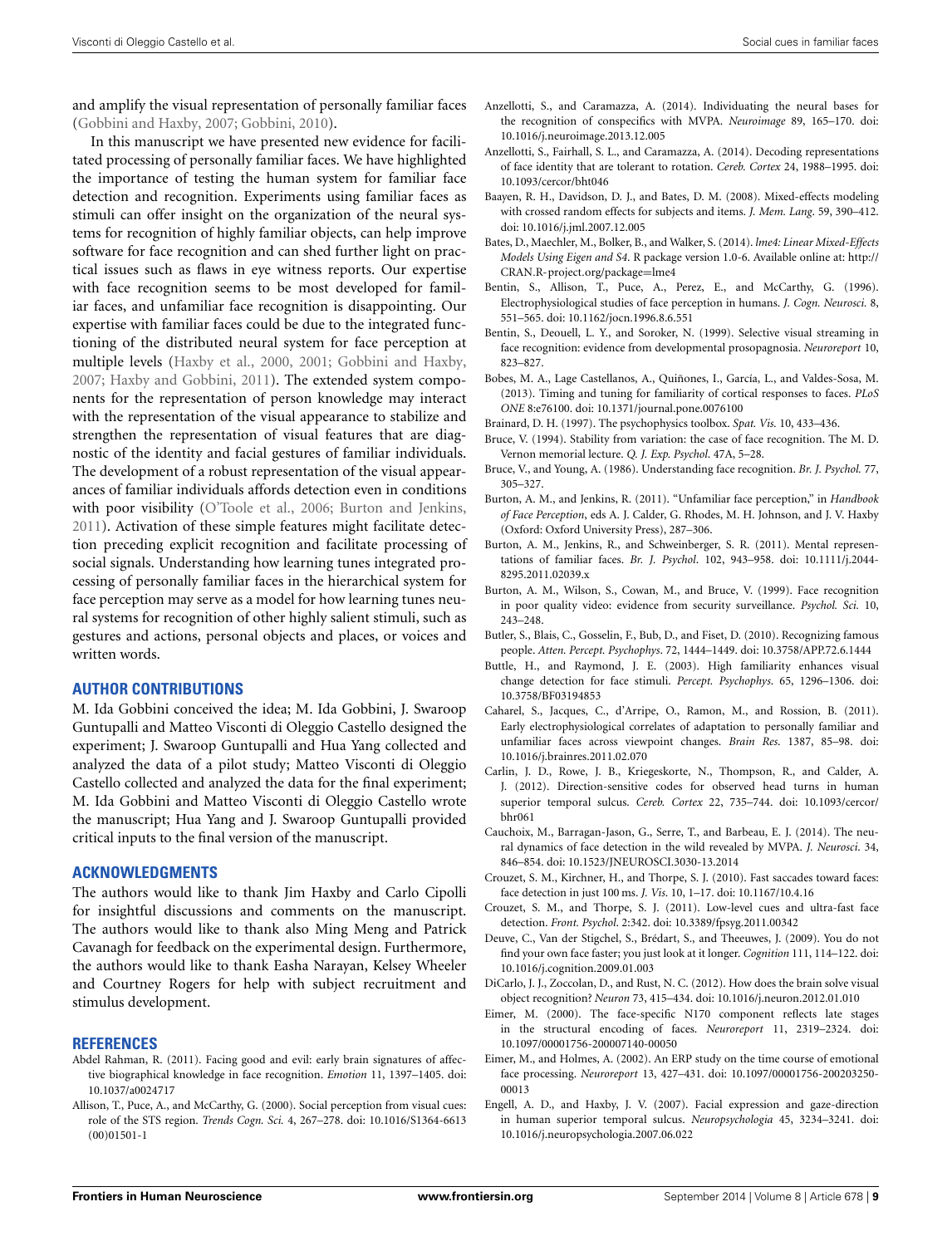and amplify the visual representation of personally familiar faces (Gobbini and Haxby, 2007; Gobbini, 2010).

In this manuscript we have presented new evidence for facilitated processing of personally familiar faces. We have highlighted the importance of testing the human system for familiar face detection and recognition. Experiments using familiar faces as stimuli can offer insight on the organization of the neural systems for recognition of highly familiar objects, can help improve software for face recognition and can shed further light on practical issues such as flaws in eye witness reports. Our expertise with face recognition seems to be most developed for familiar faces, and unfamiliar face recognition is disappointing. Our expertise with familiar faces could be due to the integrated functioning of the distributed neural system for face perception at multiple levels (Haxby et al., 2000, 2001; Gobbini and Haxby, 2007; Haxby and Gobbini, 2011). The extended system components for the representation of person knowledge may interact with the representation of the visual appearance to stabilize and strengthen the representation of visual features that are diagnostic of the identity and facial gestures of familiar individuals. The development of a robust representation of the visual appearances of familiar individuals affords detection even in conditions with poor visibility (O'Toole et al., 2006; Burton and Jenkins, 2011). Activation of these simple features might facilitate detection preceding explicit recognition and facilitate processing of social signals. Understanding how learning tunes integrated processing of personally familiar faces in the hierarchical system for face perception may serve as a model for how learning tunes neural systems for recognition of other highly salient stimuli, such as gestures and actions, personal objects and places, or voices and written words.

## AUTHOR CONTRIBUTIONS

M. Ida Gobbini conceived the idea; M. Ida Gobbini, J. Swaroop Guntupalli and Matteo Visconti di Oleggio Castello designed the experiment; J. Swaroop Guntupalli and Hua Yang collected and analyzed the data of a pilot study; Matteo Visconti di Oleggio Castello collected and analyzed the data for the final experiment; M. Ida Gobbini and Matteo Visconti di Oleggio Castello wrote the manuscript; Hua Yang and J. Swaroop Guntupalli provided critical inputs to the final version of the manuscript.

## ACKNOWLEDGMENTS

The authors would like to thank Jim Haxby and Carlo Cipolli for insightful discussions and comments on the manuscript. The authors would like to thank also Ming Meng and Patrick Cavanagh for feedback on the experimental design. Furthermore, the authors would like to thank Easha Narayan, Kelsey Wheeler and Courtney Rogers for help with subject recruitment and stimulus development.

## REFERENCES

Abdel Rahman, R. (2011). Facing good and evil: early brain signatures of affective biographical knowledge in face recognition. *Emotion* 11, 1397–1405. doi: 10.1037/a0024717

Allison, T., Puce, A., and McCarthy, G. (2000). Social perception from visual cues: role of the STS region. *Trends Cogn. Sci.* 4, 267–278. doi: 10.1016/S1364-6613 (00)01501-1

Anzellotti, S., and Caramazza, A. (2014). Individuating the neural bases for the recognition of conspecifics with MVPA. *Neuroimage* 89, 165–170. doi: 10.1016/j.neuroimage.2013.12.005

Anzellotti, S., Fairhall, S. L., and Caramazza, A. (2014). Decoding representations of face identity that are tolerant to rotation. *Cereb. Cortex* 24, 1988–1995. doi: 10.1093/cercor/bht046

Baayen, R. H., Davidson, D. J., and Bates, D. M. (2008). Mixed-effects modeling with crossed random effects for subjects and items. *J. Mem. Lang.* 59, 390–412. doi: 10.1016/j.jml.2007.12.005

Bates, D., Maechler, M., Bolker, B., and Walker, S. (2014). *lme4: Linear Mixed-Effects Models Using Eigen and S4*. R package version 1.0-6. Available online at: http://CRAN.R-project.org/package=lme4

Bentin, S., Allison, T., Puce, A., Perez, E., and McCarthy, G. (1996). Electrophysiological studies of face perception in humans. *J. Cogn. Neurosci.* 8, 551–565. doi: 10.1162/jocn.1996.8.6.551

Bentin, S., Deouell, L. Y., and Soroker, N. (1999). Selective visual streaming in face recognition: evidence from developmental prosopagnosia. *Neuroreport* 10, 823–827.

Bobes, M. A., Lage Castellanos, A., Quiñones, I., García, L., and Valdes-Sosa, M. (2013). Timing and tuning for familiarity of cortical responses to faces. *PLoS ONE* 8:e76100. doi: 10.1371/journal.pone.0076100

Brainard, D. H. (1997). The psychophysics toolbox. *Spat. Vis.* 10, 433–436.

Bruce, V. (1994). Stability from variation: the case of face recognition. The M. D. Vernon memorial lecture. *Q. J. Exp. Psychol.* 47A, 5–28.

Bruce, V., and Young, A. (1986). Understanding face recognition. *Br. J. Psychol.* 77, 305–327.

Burton, A. M., and Jenkins, R. (2011). "Unfamiliar face perception," in *Handbook of Face Perception*, eds A. J. Calder, G. Rhodes, M. H. Johnson, and J. V. Haxby (Oxford: Oxford University Press), 287–306.

Burton, A. M., Jenkins, R., and Schweinberger, S. R. (2011). Mental representations of familiar faces. *Br. J. Psychol.* 102, 943–958. doi: 10.1111/j.2044-8295.2011.02039.x

Burton, A. M., Wilson, S., Cowan, M., and Bruce, V. (1999). Face recognition in poor quality video: evidence from security surveillance. *Psychol. Sci.* 10, 243–248.

Butler, S., Blais, C., Gosselin, F., Bub, D., and Fiset, D. (2010). Recognizing famous people. *Atten. Percept. Psychophys.* 72, 1444–1449. doi: 10.3758/APP.72.6.1444

Buttle, H., and Raymond, J. E. (2003). High familiarity enhances visual change detection for face stimuli. *Percept. Psychophys.* 65, 1296–1306. doi: 10.3758/BF03194853

Caharel, S., Jacques, C., d'Arripe, O., Ramon, M., and Rossion, B. (2011). Early electrophysiological correlates of adaptation to personally familiar and unfamiliar faces across viewpoint changes. *Brain Res.* 1387, 85–98. doi: 10.1016/j.brainres.2011.02.070

Carlin, J. D., Rowe, J. B., Kriegeskorte, N., Thompson, R., and Calder, A. J. (2012). Direction-sensitive codes for observed head turns in human superior temporal sulcus. *Cereb. Cortex* 22, 735–744. doi: 10.1093/cercor/bhr061

Cauchoix, M., Barragan-Jason, G., Serre, T., and Barbeau, E. J. (2014). The neural dynamics of face detection in the wild revealed by MVPA. *J. Neurosci.* 34, 846–854. doi: 10.1523/JNEUROSCI.3030-13.2014

Crouzet, S. M., Kirchner, H., and Thorpe, S. J. (2010). Fast saccades toward faces: face detection in just 100 ms. *J. Vis.* 10, 1–17. doi: 10.1167/10.4.16

Crouzet, S. M., and Thorpe, S. J. (2011). Low-level cues and ultra-fast face detection. *Front. Psychol.* 2:342. doi: 10.3389/fpsyg.2011.00342

Deuve, C., Van der Stigchel, S., Brédart, S., and Theeuwes, J. (2009). You do not find your own face faster; you just look at it longer. *Cognition* 111, 114–122. doi: 10.1016/j.cognition.2009.01.003

DiCarlo, J. J., Zoccolan, D., and Rust, N. C. (2012). How does the brain solve visual object recognition? *Neuron* 73, 415–434. doi: 10.1016/j.neuron.2012.01.010

Eimer, M. (2000). The face-specific N170 component reflects late stages in the structural encoding of faces. *Neuroreport* 11, 2319–2324. doi: 10.1097/00001756-200007140-00050

Eimer, M., and Holmes, A. (2002). An ERP study on the time course of emotional face processing. *Neuroreport* 13, 427–431. doi: 10.1097/00001756-200203250-00013

Engell, A. D., and Haxby, J. V. (2007). Facial expression and gaze-direction in human superior temporal sulcus. *Neuropsychologia* 45, 3234–3241. doi: 10.1016/j.neuropsychologia.2007.06.022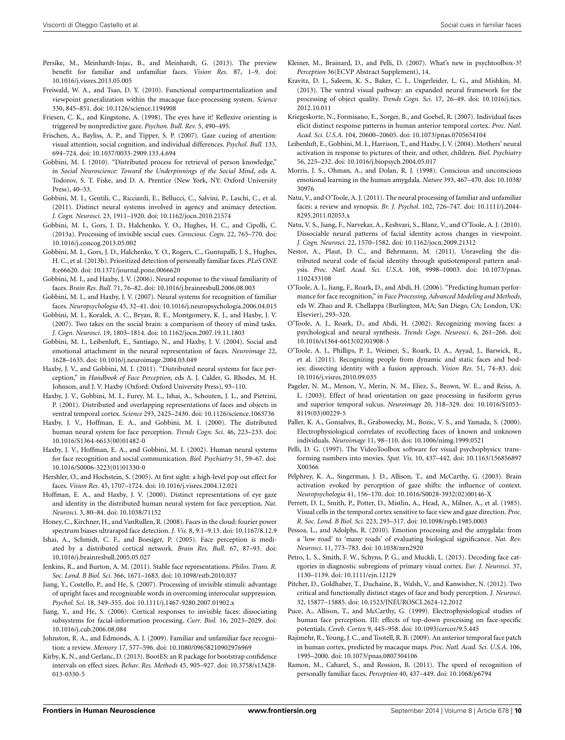Persike, M., Meinhardt-Injac, B., and Meinhardt, G. (2013). The preview benefit for familiar and unfamiliar faces. *Vision Res*. 87, 1–9. doi: 10.1016/j.visres.2013.05.005

Freiwald, W. A., and Tsao, D. Y. (2010). Functional compartmentalization and viewpoint generalization within the macaque face-processing system. *Science* 330, 845–851. doi: 10.1126/science.1194908

Friesen, C. K., and Kingstone, A. (1998). The eyes have it! Reflexive orienting is triggered by nonpredictive gaze. *Psychon. Bull. Rev.* 5, 490–495.

Frischen, A., Bayliss, A. P., and Tipper, S. P. (2007). Gaze cueing of attention: visual attention, social cognition, and individual differences. *Psychol. Bull.* 133, 694–724. doi: 10.1037/0033-2909.133.4.694

Gobbini, M. I. (2010). "Distributed process for retrieval of person knowledge," in *Social Neuroscience: Toward the Underpinnings of the Social Mind*, eds A. Todorov, S. T. Fiske, and D. A. Prentice (New York, NY: Oxford University Press), 40–53.

Gobbini, M. I., Gentili, C., Ricciardi, E., Bellucci, C., Salvini, P., Laschi, C., et al. (2011). Distinct neural systems involved in agency and animacy detection. *J. Cogn. Neurosci*. 23, 1911–1920. doi: 10.1162/jocn.2010.21574

Gobbini, M. I., Gors, J. D., Halchenko, Y. O., Hughes, H. C., and Cipolli, C. (2013a). Processing of invisible social cues. *Conscious. Cogn*. 22, 765–770. doi: 10.1016/j.concog.2013.05.002

Gobbini, M. I., Gors, J. D., Halchenko, Y. O., Rogers, C., Guntupalli, J. S., Hughes, H. C., et al. (2013b). Prioritized detection of personally familiar faces. *PLoS ONE* 8:e66620. doi: 10.1371/journal.pone.0066620

Gobbini, M. I., and Haxby, J. V. (2006). Neural response to the visual familiarity of faces. *Brain Res. Bull.* 71, 76–82. doi: 10.1016/j.brainresbull.2006.08.003

Gobbini, M. I., and Haxby, J. V. (2007). Neural systems for recognition of familiar faces. *Neuropsychologia* 45, 32–41. doi: 10.1016/j.neuropsychologia.2006.04.015

Gobbini, M. I., Koralek, A. C., Bryan, R. E., Montgomery, K. J., and Haxby, J. V. (2007). Two takes on the social brain: a comparison of theory of mind tasks. *J. Cogn. Neurosci*. 19, 1803–1814. doi: 10.1162/jocn.2007.19.11.1803

Gobbini, M. I., Leibenluft, E., Santiago, N., and Haxby, J. V. (2004). Social and emotional attachment in the neural representation of faces. *Neuroimage* 22, 1628–1635. doi: 10.1016/j.neuroimage.2004.03.049

Haxby, J. V., and Gobbini, M. I. (2011). "Distributed neural systems for face perception," in *Handbook of Face Perception*, eds A. J. Calder, G. Rhodes, M. H. Johnson, and J. V. Haxby (Oxford: Oxford University Press), 93–110.

Haxby, J. V., Gobbini, M. I., Furey, M. L., Ishai, A., Schouten, J. L., and Pietrini, P. (2001). Distributed and overlapping representations of faces and objects in ventral temporal cortex. *Science* 293, 2425–2430. doi: 10.1126/science.1063736

Haxby, J. V., Hoffman, E. A., and Gobbini, M. I. (2000). The distributed human neural system for face perception. *Trends Cogn. Sci*. 46, 223–233. doi: 10.1016/S1364-6613(00)01482-0

Haxby, J. V., Hoffman, E. A., and Gobbini, M. I. (2002). Human neural systems for face recognition and social communication. *Biol. Psychiatry* 51, 59–67. doi: 10.1016/S0006-3223(01)01330-0

Hershler, O., and Hochstein, S. (2005). At first sight: a high-level pop out effect for faces. *Vision Res*. 45, 1707–1724. doi: 10.1016/j.visres.2004.12.021

Hoffman, E. A., and Haxby, J. V. (2000). Distinct representations of eye gaze and identity in the distributed human neural system for face perception. *Nat. Neurosci*. 3, 80–84. doi: 10.1038/71152

Honey, C., Kirchner, H., and VanRullen, R. (2008). Faces in the cloud: fourier power spectrum biases ultrarapid face detection. *J. Vis.* 8, 9.1–9.13. doi: 10.1167/8.12.9

Ishai, A., Schmidt, C. F., and Boesiger, P. (2005). Face perception is mediated by a distributed cortical network. *Brain Res. Bull*. 67, 87–93. doi: 10.1016/j.brainresbull.2005.05.027

Jenkins, R., and Burton, A. M. (2011). Stable face representations. *Philos. Trans. R. Soc. Lond. B Biol. Sci*. 366, 1671–1683. doi: 10.1098/rstb.2010.037

Jiang, Y., Costello, P., and He, S. (2007). Processing of invisible stimuli: advantage of upright faces and recognizable words in overcoming interocular suppression. *Psychol. Sci.* 18, 349–355. doi: 10.1111/j.1467-9280.2007.01902.x

Jiang, Y., and He, S. (2006). Cortical responses to invisible faces: dissociating subsystems for facial-information processing. *Curr. Biol.* 16, 2023–2029. doi: 10.1016/j.cub.2006.08.084

Johnston, R. A., and Edmonds, A. J. (2009). Familiar and unfamiliar face recognition: a review. *Memory* 17, 577–596. doi: 10.1080/09658210902976969

Kirby, K. N., and Gerlanc, D. (2013). BootES: an R package for bootstrap confidence intervals on effect sizes. *Behav. Res. Methods* 45, 905–927. doi: 10.3758/s13428-013-0330-5

Kleiner, M., Brainard, D., and Pelli, D. (2007). What's new in psychtoolbox-3? *Perception* 36(ECVP Abstract Supplement), 14.

Kravitz, D. J., Saleem, K. S., Baker, C. I., Ungerleider, L. G., and Mishkin, M. (2013). The ventral visual pathway: an expanded neural framework for the processing of object quality. *Trends Cogn. Sci*. 17, 26–49. doi: 10.1016/j.tics.2012.10.011

Kriegeskorte, N., Formisano, E., Sorger, B., and Goebel, R. (2007). Individual faces elicit distinct response patterns in human anterior temporal cortex. *Proc. Natl. Acad. Sci. U.S.A*. 104, 20600–20605. doi: 10.1073/pnas.0705654104

Leibenluft, E., Gobbini, M. I., Harrison, T., and Haxby, J. V. (2004). Mothers' neural activation in response to pictures of their, and other, children. *Biol. Psychiatry* 56, 225–232. doi: 10.1016/j.biopsych.2004.05.017

Morris, J. S., Ohman, A., and Dolan, R. J. (1998). Conscious and unconscious emotional learning in the human amygdala. *Nature* 393, 467–470. doi: 10.1038/30976

Natu, V., and O'Toole, A. J. (2011). The neural processing of familiar and unfamiliar faces: a review and synopsis. *Br. J. Psychol*. 102, 726–747. doi: 10.1111/j.2044-8295.2011.02053.x

Natu, V. S., Jiang, F., Narvekar, A., Keshvari, S., Blanz, V., and O'Toole, A. J. (2010). Dissociable neural patterns of facial identity across changes in viewpoint. *J. Cogn. Neurosci*. 22, 1570–1582. doi: 10.1162/jocn.2009.21312

Nestor, A., Plaut, D. C., and Behrmann, M. (2011). Unraveling the distributed neural code of facial identity through spatiotemporal pattern analysis. *Proc. Natl. Acad. Sci. U.S.A*. 108, 9998–10003. doi: 10.1073/pnas.1102433108

O'Toole, A. J., Jiang, F., Roark, D., and Abdi, H. (2006). "Predicting human performance for face recognition," in *Face Processing, Advanced Modeling and Methods*, eds W. Zhao and R. Chellappa (Burlington, MA; San Diego, CA; London, UK: Elsevier), 293–320.

O'Toole, A. J., Roark, D., and Abdi, H. (2002). Recognizing moving faces: a psychological and neural synthesis. *Trends Cogn. Neurosci*. 6, 261–266. doi: 10.1016/s1364-6613(02)01908-3

O'Toole, A. J., Phillips, P. J., Weimer, S., Roark, D. A., Ayyad, J., Barwick, R., et al. (2011). Recognizing people from dynamic and static faces and bodies: dissecting identity with a fusion approach. *Vision Res*. 51, 74–83. doi: 10.1016/j.visres.2010.09.035

Pageler, N. M., Menon, V., Merin, N. M., Eliez, S., Brown, W. E., and Reiss, A. L. (2003). Effect of head orientation on gaze processing in fusiform gyrus and superior temporal sulcus. *Neuroimage* 20, 318–329. doi: 10.1016/S1053-8119(03)00229-5

Paller, K. A., Gonsalves, B., Grabowecky, M., Bozic, V. S., and Yamada, S. (2000). Electrophysiological correlates of recollecting faces of known and unknown individuals. *Neuroimage* 11, 98–110. doi: 10.1006/nimg.1999.0521

Pelli, D. G. (1997). The VideoToolbox software for visual psychophysics: transforming numbers into movies. *Spat. Vis.* 10, 437–442. doi: 10.1163/156856897X00366

Pelphrey, K. A., Singerman, J. D., Allison, T., and McCarthy, G. (2003). Brain activation evoked by perception of gaze shifts: the influence of context. *Neuropsychologia* 41, 156–170. doi: 10.1016/S0028-3932(02)00146-X

Perrett, D. I., Smith, P., Potter, D., Mistlin, A., Head, A., Milner, A., et al. (1985). Visual cells in the temporal cortex sensitive to face view and gaze direction. *Proc. R. Soc. Lond. B Biol. Sci.* 223, 293–317. doi: 10.1098/rspb.1985.0003

Pessoa, L., and Adolphs, R. (2010). Emotion processing and the amygdala: from a 'low road' to 'many roads' of evaluating biological significance. *Nat. Rev. Neurosci*. 11, 773–783. doi: 10.1038/nrn2920

Petro, L. S., Smith, F. W., Schyns, P. G., and Muckli, L. (2013). Decoding face categories in diagnostic subregions of primary visual cortex. *Eur. J. Neurosci*. 37, 1130–1139. doi: 10.1111/ejn.12129

Pitcher, D., Goldhaber, T., Duchaine, B., Walsh, V., and Kanwisher, N. (2012). Two critical and functionally distinct stages of face and body perception. *J. Neurosci*. 32, 15877–15885. doi: 10.1523/JNEUROSCI.2624-12.2012

Puce, A., Allison, T., and McCarthy, G. (1999). Electrophysiological studies of human face perception. III: effects of top-down processing on face-specific potentials. *Cereb. Cortex* 9, 445–958. doi: 10.1093/cercor/9.5.445

Rajimehr, R., Young, J. C., and Tootell, R. B. (2009). An anterior temporal face patch in human cortex, predicted by macaque maps. *Proc. Natl. Acad. Sci. U.S.A*. 106, 1995–2000. doi: 10.1073/pnas.0807304106

Ramon, M., Caharel, S., and Rossion, B. (2011). The speed of recognition of personally familiar faces. *Perception* 40, 437–449. doi: 10.1068/p6794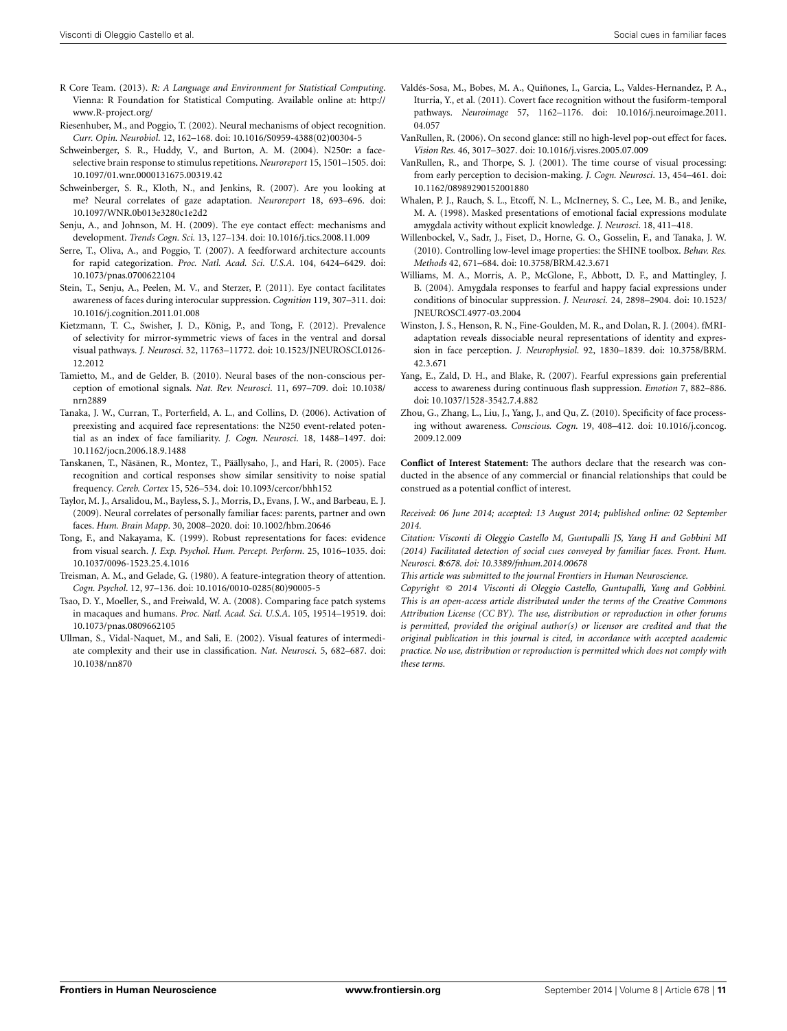R Core Team. (2013). *R: A Language and Environment for Statistical Computing*. Vienna: R Foundation for Statistical Computing. Available online at: http://www.R-project.org/

Riesenhuber, M., and Poggio, T. (2002). Neural mechanisms of object recognition. *Curr. Opin. Neurobiol*. 12, 162–168. doi: 10.1016/S0959-4388(02)00304-5

Schweinberger, S. R., Huddy, V., and Burton, A. M. (2004). N250r: a face-selective brain response to stimulus repetitions. *Neuroreport* 15, 1501–1505. doi: 10.1097/01.wnr.0000131675.00319.42

Schweinberger, S. R., Kloth, N., and Jenkins, R. (2007). Are you looking at me? Neural correlates of gaze adaptation. *Neuroreport* 18, 693–696. doi: 10.1097/WNR.0b013e3280c1e2d2

Senju, A., and Johnson, M. H. (2009). The eye contact effect: mechanisms and development. *Trends Cogn. Sci.* 13, 127–134. doi: 10.1016/j.tics.2008.11.009

Serre, T., Oliva, A., and Poggio, T. (2007). A feedforward architecture accounts for rapid categorization. *Proc. Natl. Acad. Sci. U.S.A*. 104, 6424–6429. doi: 10.1073/pnas.0700622104

Stein, T., Senju, A., Peelen, M. V., and Sterzer, P. (2011). Eye contact facilitates awareness of faces during interocular suppression. *Cognition* 119, 307–311. doi: 10.1016/j.cognition.2011.01.008

Kietzmann, T. C., Swisher, J. D., König, P., and Tong, F. (2012). Prevalence of selectivity for mirror-symmetric views of faces in the ventral and dorsal visual pathways. *J. Neurosci*. 32, 11763–11772. doi: 10.1523/JNEUROSCI.0126-12.2012

Tamietto, M., and de Gelder, B. (2010). Neural bases of the non-conscious perception of emotional signals. *Nat. Rev. Neurosci*. 11, 697–709. doi: 10.1038/nrn2889

Tanaka, J. W., Curran, T., Porterfield, A. L., and Collins, D. (2006). Activation of preexisting and acquired face representations: the N250 event-related potential as an index of face familiarity. *J. Cogn. Neurosci*. 18, 1488–1497. doi: 10.1162/jocn.2006.18.9.1488

Tanskanen, T., Näsänen, R., Montez, T., Päällysaho, J., and Hari, R. (2005). Face recognition and cortical responses show similar sensitivity to noise spatial frequency. *Cereb. Cortex* 15, 526–534. doi: 10.1093/cercor/bhh152

Taylor, M. J., Arsalidou, M., Bayless, S. J., Morris, D., Evans, J. W., and Barbeau, E. J. (2009). Neural correlates of personally familiar faces: parents, partner and own faces. *Hum. Brain Mapp*. 30, 2008–2020. doi: 10.1002/hbm.20646

Tong, F., and Nakayama, K. (1999). Robust representations for faces: evidence from visual search. *J. Exp. Psychol. Hum. Percept. Perform*. 25, 1016–1035. doi: 10.1037/0096-1523.25.4.1016

Treisman, A. M., and Gelade, G. (1980). A feature-integration theory of attention. *Cogn. Psychol*. 12, 97–136. doi: 10.1016/0010-0285(80)90005-5

Tsao, D. Y., Moeller, S., and Freiwald, W. A. (2008). Comparing face patch systems in macaques and humans. *Proc. Natl. Acad. Sci. U.S.A*. 105, 19514–19519. doi: 10.1073/pnas.0809662105

Ullman, S., Vidal-Naquet, M., and Sali, E. (2002). Visual features of intermediate complexity and their use in classification. *Nat. Neurosci*. 5, 682–687. doi: 10.1038/nn870

Valdés-Sosa, M., Bobes, M. A., Quiñones, I., Garcia, L., Valdes-Hernandez, P. A., Iturria, Y., et al. (2011). Covert face recognition without the fusiform-temporal pathways. *Neuroimage* 57, 1162–1176. doi: 10.1016/j.neuroimage.2011.04.057

VanRullen, R. (2006). On second glance: still no high-level pop-out effect for faces. *Vision Res.* 46, 3017–3027. doi: 10.1016/j.visres.2005.07.009

VanRullen, R., and Thorpe, S. J. (2001). The time course of visual processing: from early perception to decision-making. *J. Cogn. Neurosci*. 13, 454–461. doi: 10.1162/08989290152001880

Whalen, P. J., Rauch, S. L., Etcoff, N. L., McInerney, S. C., Lee, M. B., and Jenike, M. A. (1998). Masked presentations of emotional facial expressions modulate amygdala activity without explicit knowledge. *J. Neurosci*. 18, 411–418.

Willenbockel, V., Sadr, J., Fiset, D., Horne, G. O., Gosselin, F., and Tanaka, J. W. (2010). Controlling low-level image properties: the SHINE toolbox. *Behav. Res. Methods* 42, 671–684. doi: 10.3758/BRM.42.3.671

Williams, M. A., Morris, A. P., McGlone, F., Abbott, D. F., and Mattingley, J. B. (2004). Amygdala responses to fearful and happy facial expressions under conditions of binocular suppression. *J. Neurosci.* 24, 2898–2904. doi: 10.1523/JNEUROSCI.4977-03.2004

Winston, J. S., Henson, R. N., Fine-Goulden, M. R., and Dolan, R. J. (2004). fMRI-adaptation reveals dissociable neural representations of identity and expression in face perception. *J. Neurophysiol*. 92, 1830–1839. doi: 10.3758/BRM.42.3.671

Yang, E., Zald, D. H., and Blake, R. (2007). Fearful expressions gain preferential access to awareness during continuous flash suppression. *Emotion* 7, 882–886. doi: 10.1037/1528-3542.7.4.882

Zhou, G., Zhang, L., Liu, J., Yang, J., and Qu, Z. (2010). Specificity of face processing without awareness. *Conscious. Cogn.* 19, 408–412. doi: 10.1016/j.concog.2009.12.009

**Conflict of Interest Statement:** The authors declare that the research was conducted in the absence of any commercial or financial relationships that could be construed as a potential conflict of interest.

*Received: 06 June 2014; accepted: 13 August 2014; published online: 02 September 2014.*

*Citation: Visconti di Oleggio Castello M, Guntupalli JS, Yang H and Gobbini MI (2014) Facilitated detection of social cues conveyed by familiar faces. Front. Hum. Neurosci.* ***8****:678. doi: 10.3389/fnhum.2014.00678*

*This article was submitted to the journal Frontiers in Human Neuroscience.*

*Copyright © 2014 Visconti di Oleggio Castello, Guntupalli, Yang and Gobbini. This is an open-access article distributed under the terms of the Creative Commons Attribution License (CC BY). The use, distribution or reproduction in other forums is permitted, provided the original author(s) or licensor are credited and that the original publication in this journal is cited, in accordance with accepted academic practice. No use, distribution or reproduction is permitted which does not comply with these terms.*